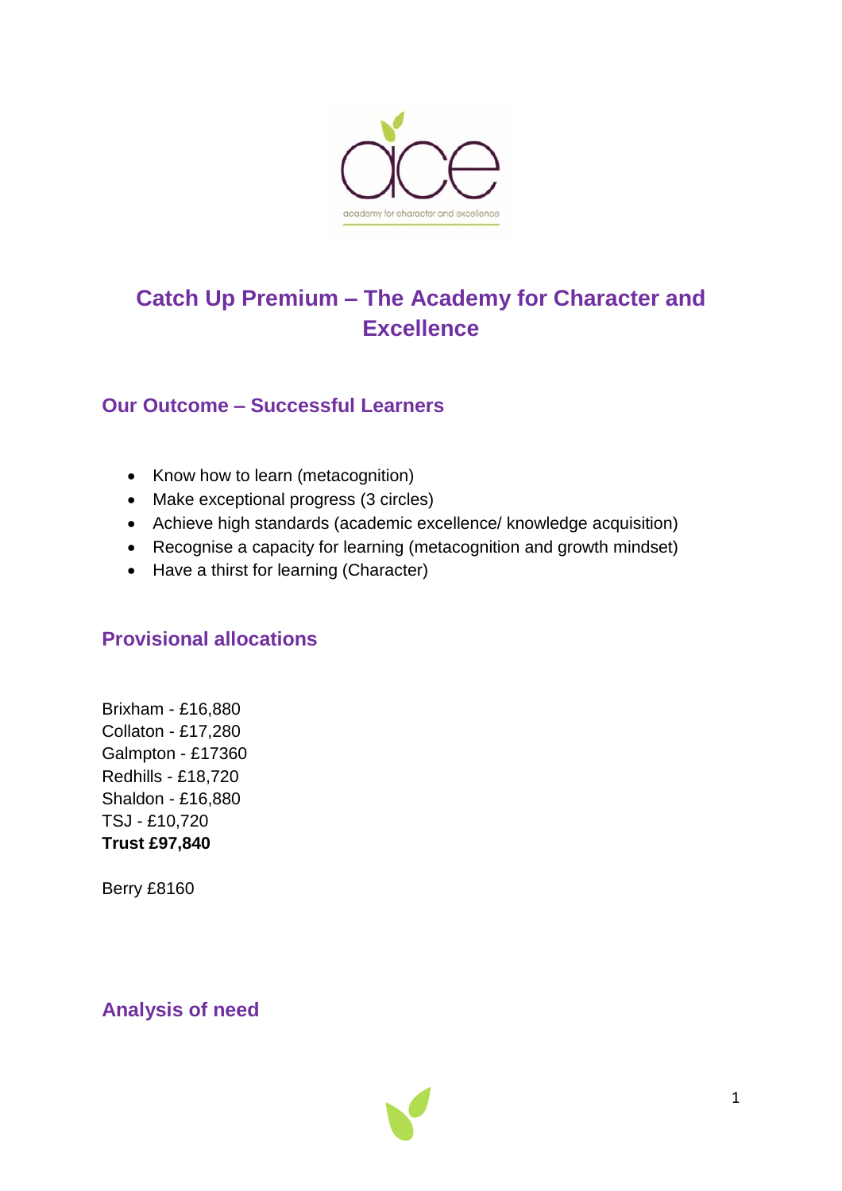# Catch Up Premium – The Academy for Character and Excellence

## Our Outcome – Successful Learners

- Know how to learn (metacognition)
- Make exceptional progress (3 circles)
- Achieve high standards (academic excellence/ knowledge acquisition)
- Recognise a capacity for learning (metacognition and growth mindset)
- Have a thirst for learning (Character)

## Provisional allocations

Brixham - £16,880
Collaton - £17,280
Galmpton - £17360
Redhills - £18,720
Shaldon - £16,880
TSJ - £10,720
**Trust £97,840**

Berry £8160

## Analysis of need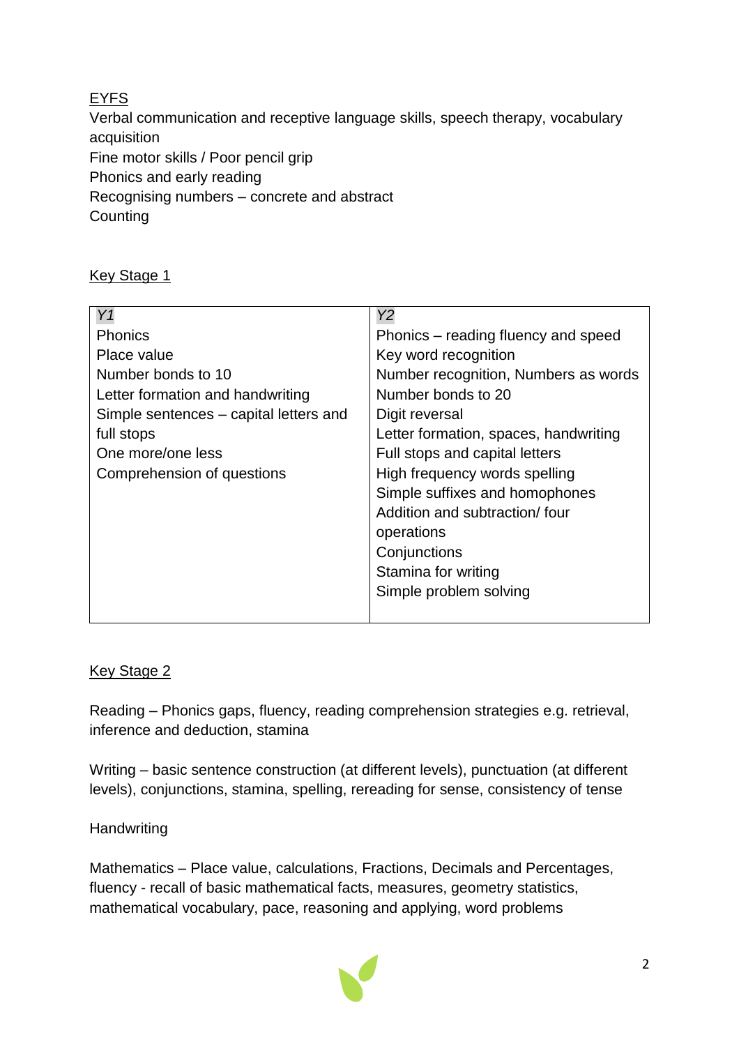<u>EYFS</u>

Verbal communication and receptive language skills, speech therapy, vocabulary acquisition
Fine motor skills / Poor pencil grip
Phonics and early reading
Recognising numbers – concrete and abstract
Counting

<u>Key Stage 1</u>

| *Y1* | *Y2* |
|---|---|
| Phonics<br>Place value<br>Number bonds to 10<br>Letter formation and handwriting<br>Simple sentences – capital letters and full stops<br>One more/one less<br>Comprehension of questions | Phonics – reading fluency and speed<br>Key word recognition<br>Number recognition, Numbers as words<br>Number bonds to 20<br>Digit reversal<br>Letter formation, spaces, handwriting<br>Full stops and capital letters<br>High frequency words spelling<br>Simple suffixes and homophones<br>Addition and subtraction/ four operations<br>Conjunctions<br>Stamina for writing<br>Simple problem solving |

<u>Key Stage 2</u>

Reading – Phonics gaps, fluency, reading comprehension strategies e.g. retrieval, inference and deduction, stamina

Writing – basic sentence construction (at different levels), punctuation (at different levels), conjunctions, stamina, spelling, rereading for sense, consistency of tense

Handwriting

Mathematics – Place value, calculations, Fractions, Decimals and Percentages, fluency - recall of basic mathematical facts, measures, geometry statistics, mathematical vocabulary, pace, reasoning and applying, word problems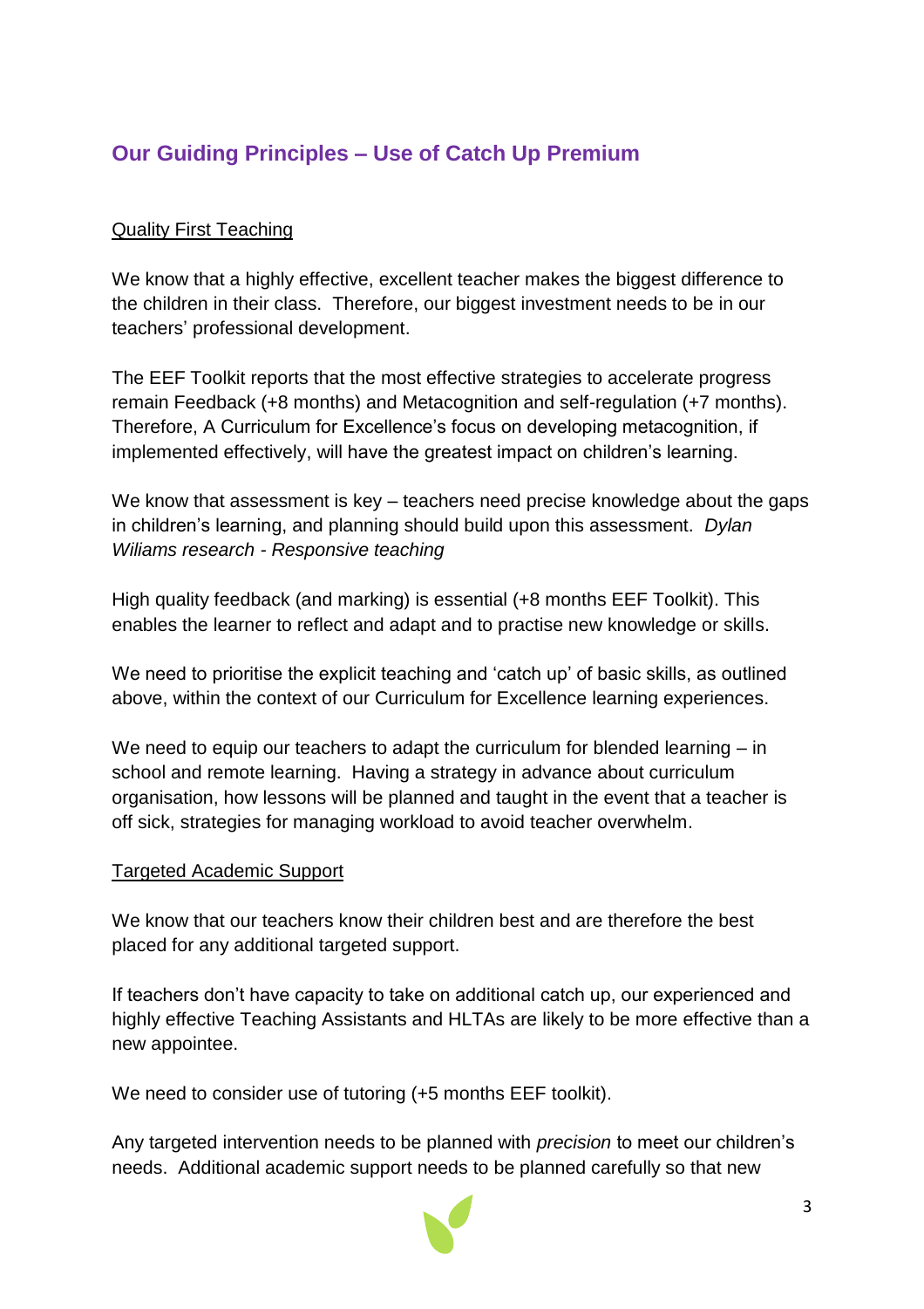## Our Guiding Principles – Use of Catch Up Premium

Quality First Teaching

We know that a highly effective, excellent teacher makes the biggest difference to the children in their class. Therefore, our biggest investment needs to be in our teachers' professional development.

The EEF Toolkit reports that the most effective strategies to accelerate progress remain Feedback (+8 months) and Metacognition and self-regulation (+7 months). Therefore, A Curriculum for Excellence's focus on developing metacognition, if implemented effectively, will have the greatest impact on children's learning.

We know that assessment is key – teachers need precise knowledge about the gaps in children's learning, and planning should build upon this assessment. *Dylan Wiliams research - Responsive teaching*

High quality feedback (and marking) is essential (+8 months EEF Toolkit). This enables the learner to reflect and adapt and to practise new knowledge or skills.

We need to prioritise the explicit teaching and 'catch up' of basic skills, as outlined above, within the context of our Curriculum for Excellence learning experiences.

We need to equip our teachers to adapt the curriculum for blended learning – in school and remote learning. Having a strategy in advance about curriculum organisation, how lessons will be planned and taught in the event that a teacher is off sick, strategies for managing workload to avoid teacher overwhelm.

Targeted Academic Support

We know that our teachers know their children best and are therefore the best placed for any additional targeted support.

If teachers don't have capacity to take on additional catch up, our experienced and highly effective Teaching Assistants and HLTAs are likely to be more effective than a new appointee.

We need to consider use of tutoring (+5 months EEF toolkit).

Any targeted intervention needs to be planned with *precision* to meet our children's needs. Additional academic support needs to be planned carefully so that new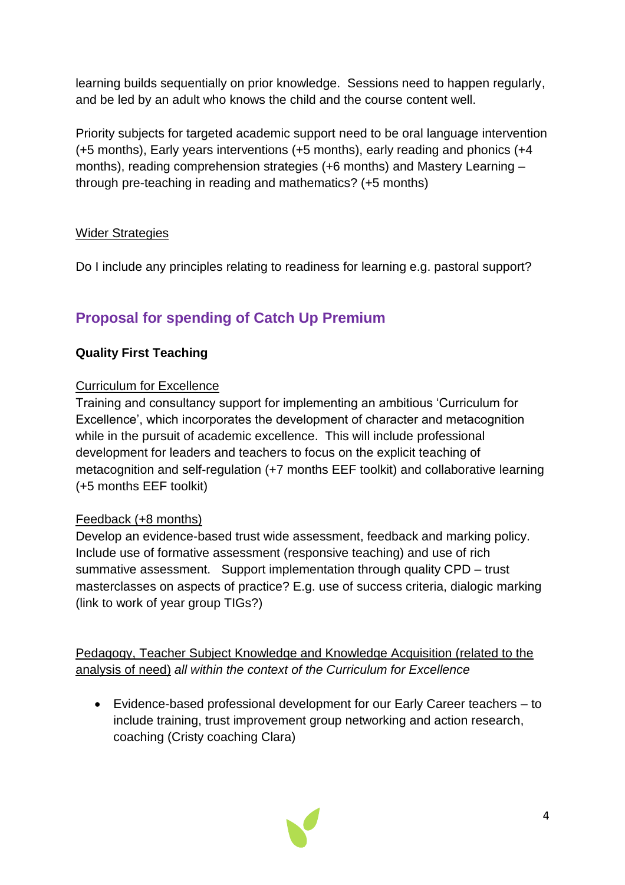learning builds sequentially on prior knowledge. Sessions need to happen regularly, and be led by an adult who knows the child and the course content well.

Priority subjects for targeted academic support need to be oral language intervention (+5 months), Early years interventions (+5 months), early reading and phonics (+4 months), reading comprehension strategies (+6 months) and Mastery Learning – through pre-teaching in reading and mathematics? (+5 months)

<u>Wider Strategies</u>

Do I include any principles relating to readiness for learning e.g. pastoral support?

## Proposal for spending of Catch Up Premium

**Quality First Teaching**

<u>Curriculum for Excellence</u>
Training and consultancy support for implementing an ambitious 'Curriculum for Excellence', which incorporates the development of character and metacognition while in the pursuit of academic excellence. This will include professional development for leaders and teachers to focus on the explicit teaching of metacognition and self-regulation (+7 months EEF toolkit) and collaborative learning (+5 months EEF toolkit)

<u>Feedback (+8 months)</u>
Develop an evidence-based trust wide assessment, feedback and marking policy. Include use of formative assessment (responsive teaching) and use of rich summative assessment. Support implementation through quality CPD – trust masterclasses on aspects of practice? E.g. use of success criteria, dialogic marking (link to work of year group TIGs?)

<u>Pedagogy, Teacher Subject Knowledge and Knowledge Acquisition (related to the analysis of need)</u> *all within the context of the Curriculum for Excellence*

- Evidence-based professional development for our Early Career teachers – to include training, trust improvement group networking and action research, coaching (Cristy coaching Clara)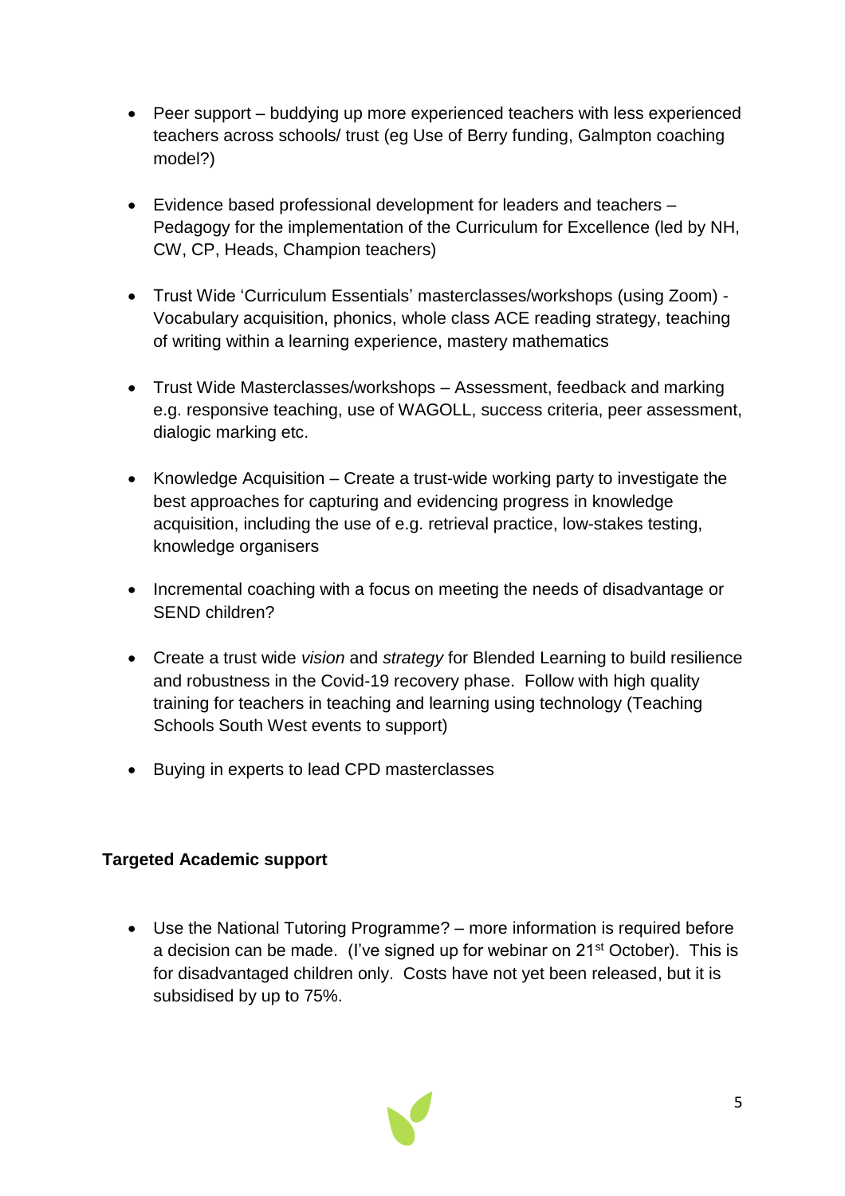- Peer support – buddying up more experienced teachers with less experienced teachers across schools/ trust (eg Use of Berry funding, Galmpton coaching model?)

- Evidence based professional development for leaders and teachers – Pedagogy for the implementation of the Curriculum for Excellence (led by NH, CW, CP, Heads, Champion teachers)

- Trust Wide 'Curriculum Essentials' masterclasses/workshops (using Zoom) - Vocabulary acquisition, phonics, whole class ACE reading strategy, teaching of writing within a learning experience, mastery mathematics

- Trust Wide Masterclasses/workshops – Assessment, feedback and marking e.g. responsive teaching, use of WAGOLL, success criteria, peer assessment, dialogic marking etc.

- Knowledge Acquisition – Create a trust-wide working party to investigate the best approaches for capturing and evidencing progress in knowledge acquisition, including the use of e.g. retrieval practice, low-stakes testing, knowledge organisers

- Incremental coaching with a focus on meeting the needs of disadvantage or SEND children?

- Create a trust wide *vision* and *strategy* for Blended Learning to build resilience and robustness in the Covid-19 recovery phase. Follow with high quality training for teachers in teaching and learning using technology (Teaching Schools South West events to support)

- Buying in experts to lead CPD masterclasses

**Targeted Academic support**

- Use the National Tutoring Programme? – more information is required before a decision can be made. (I've signed up for webinar on 21st October). This is for disadvantaged children only. Costs have not yet been released, but it is subsidised by up to 75%.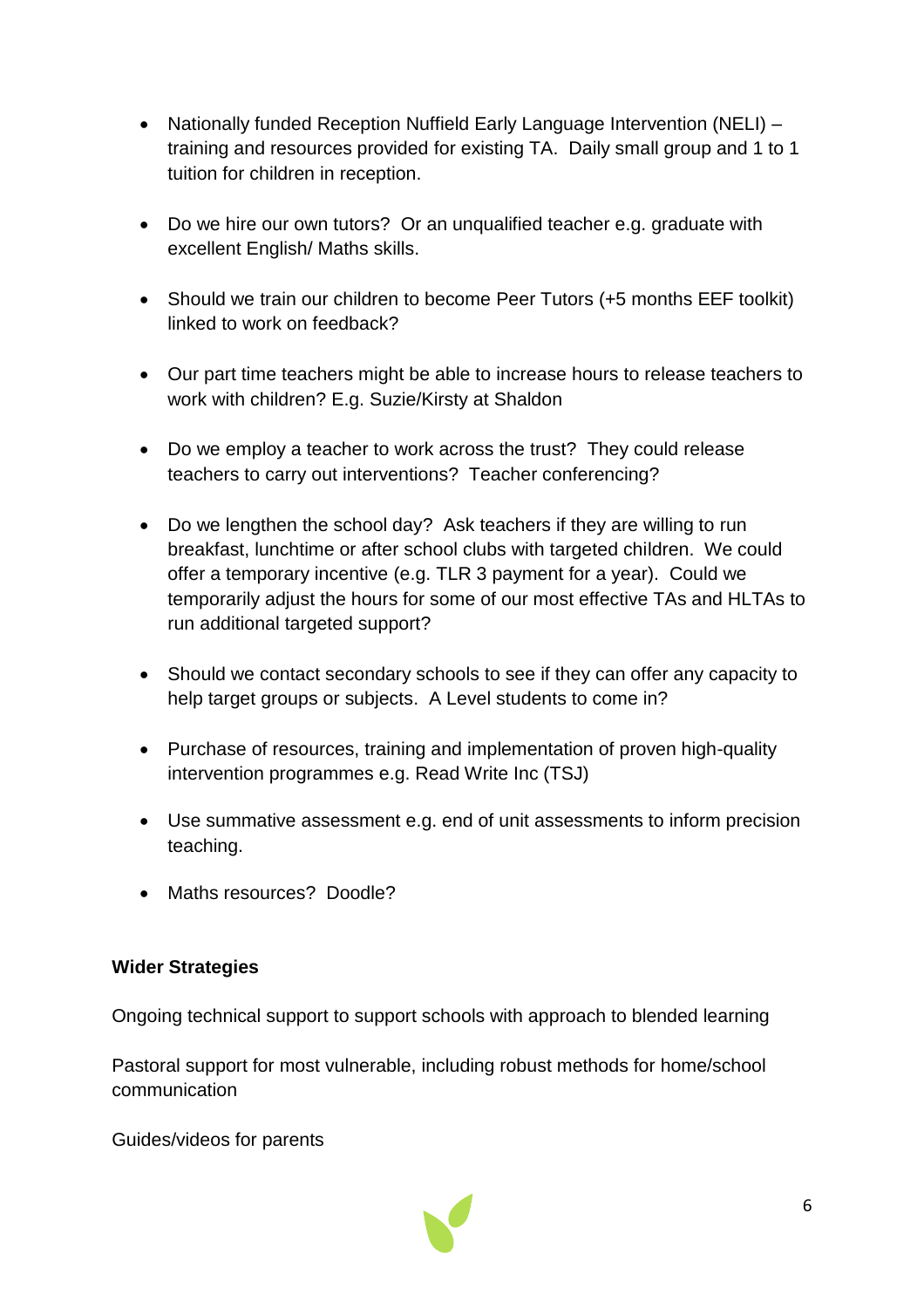- Nationally funded Reception Nuffield Early Language Intervention (NELI) – training and resources provided for existing TA. Daily small group and 1 to 1 tuition for children in reception.

- Do we hire our own tutors? Or an unqualified teacher e.g. graduate with excellent English/ Maths skills.

- Should we train our children to become Peer Tutors (+5 months EEF toolkit) linked to work on feedback?

- Our part time teachers might be able to increase hours to release teachers to work with children? E.g. Suzie/Kirsty at Shaldon

- Do we employ a teacher to work across the trust? They could release teachers to carry out interventions? Teacher conferencing?

- Do we lengthen the school day? Ask teachers if they are willing to run breakfast, lunchtime or after school clubs with targeted children. We could offer a temporary incentive (e.g. TLR 3 payment for a year). Could we temporarily adjust the hours for some of our most effective TAs and HLTAs to run additional targeted support?

- Should we contact secondary schools to see if they can offer any capacity to help target groups or subjects. A Level students to come in?

- Purchase of resources, training and implementation of proven high-quality intervention programmes e.g. Read Write Inc (TSJ)

- Use summative assessment e.g. end of unit assessments to inform precision teaching.

- Maths resources? Doodle?

**Wider Strategies**

Ongoing technical support to support schools with approach to blended learning

Pastoral support for most vulnerable, including robust methods for home/school communication

Guides/videos for parents